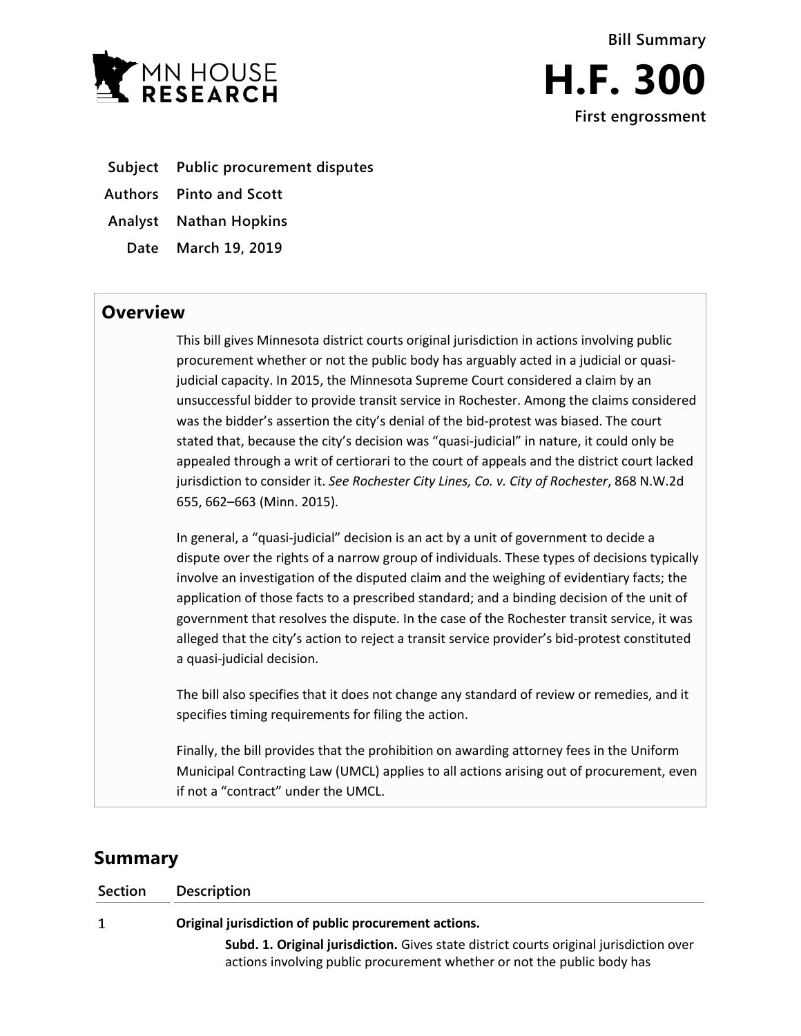MN HOUSE RESEARCH

Bill Summary

# H.F. 300

**First engrossment**

| | |
|---|---|
| **Subject** | **Public procurement disputes** |
| **Authors** | **Pinto and Scott** |
| **Analyst** | **Nathan Hopkins** |
| **Date** | **March 19, 2019** |

## Overview

This bill gives Minnesota district courts original jurisdiction in actions involving public procurement whether or not the public body has arguably acted in a judicial or quasi-judicial capacity. In 2015, the Minnesota Supreme Court considered a claim by an unsuccessful bidder to provide transit service in Rochester. Among the claims considered was the bidder's assertion the city's denial of the bid-protest was biased. The court stated that, because the city's decision was "quasi-judicial" in nature, it could only be appealed through a writ of certiorari to the court of appeals and the district court lacked jurisdiction to consider it. *See Rochester City Lines, Co. v. City of Rochester*, 868 N.W.2d 655, 662–663 (Minn. 2015).

In general, a "quasi-judicial" decision is an act by a unit of government to decide a dispute over the rights of a narrow group of individuals. These types of decisions typically involve an investigation of the disputed claim and the weighing of evidentiary facts; the application of those facts to a prescribed standard; and a binding decision of the unit of government that resolves the dispute. In the case of the Rochester transit service, it was alleged that the city's action to reject a transit service provider's bid-protest constituted a quasi-judicial decision.

The bill also specifies that it does not change any standard of review or remedies, and it specifies timing requirements for filing the action.

Finally, the bill provides that the prohibition on awarding attorney fees in the Uniform Municipal Contracting Law (UMCL) applies to all actions arising out of procurement, even if not a "contract" under the UMCL.

## Summary

| Section | Description |
|---|---|
| 1 | **Original jurisdiction of public procurement actions.**<br>**Subd. 1. Original jurisdiction.** Gives state district courts original jurisdiction over actions involving public procurement whether or not the public body has |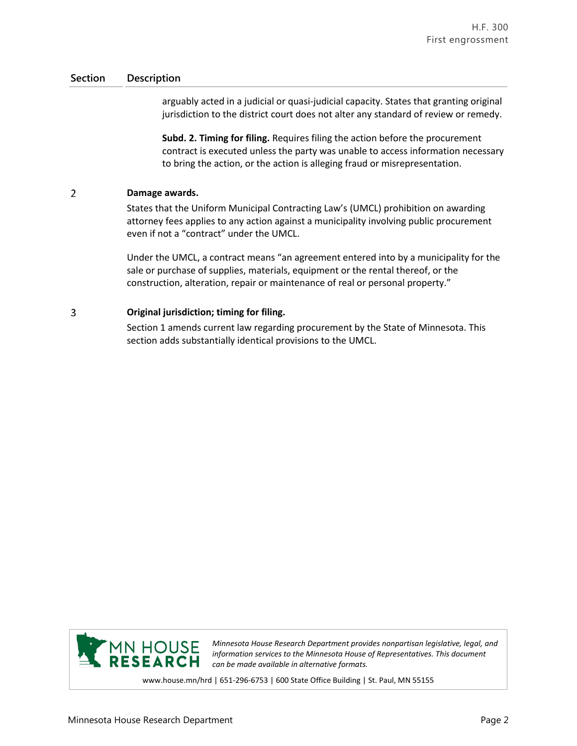| Section | Description |
|---|---|
| | arguably acted in a judicial or quasi-judicial capacity. States that granting original jurisdiction to the district court does not alter any standard of review or remedy.<br><br>**Subd. 2. Timing for filing.** Requires filing the action before the procurement contract is executed unless the party was unable to access information necessary to bring the action, or the action is alleging fraud or misrepresentation. |
| 2 | **Damage awards.**<br>States that the Uniform Municipal Contracting Law's (UMCL) prohibition on awarding attorney fees applies to any action against a municipality involving public procurement even if not a "contract" under the UMCL.<br><br>Under the UMCL, a contract means "an agreement entered into by a municipality for the sale or purchase of supplies, materials, equipment or the rental thereof, or the construction, alteration, repair or maintenance of real or personal property." |
| 3 | **Original jurisdiction; timing for filing.**<br>Section 1 amends current law regarding procurement by the State of Minnesota. This section adds substantially identical provisions to the UMCL. |

*Minnesota House Research Department provides nonpartisan legislative, legal, and information services to the Minnesota House of Representatives. This document can be made available in alternative formats.*

www.house.mn/hrd | 651-296-6753 | 600 State Office Building | St. Paul, MN 55155